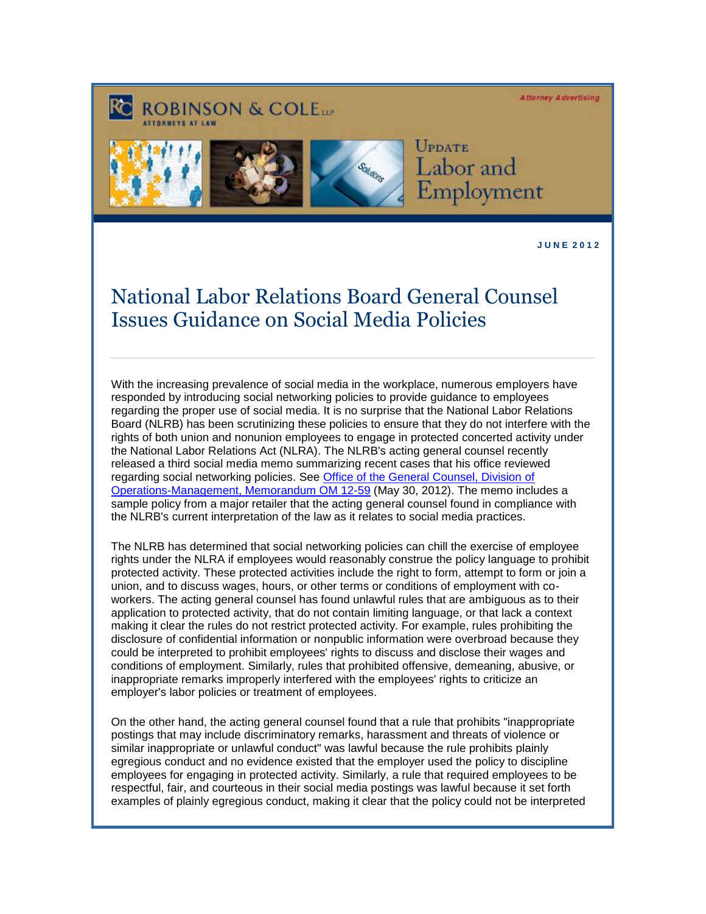ROBINSON & COLE LLP
ATTORNEYS AT LAW

Attorney Advertising

UPDATE
Labor and Employment

**JUNE 2012**

# National Labor Relations Board General Counsel Issues Guidance on Social Media Policies

With the increasing prevalence of social media in the workplace, numerous employers have responded by introducing social networking policies to provide guidance to employees regarding the proper use of social media. It is no surprise that the National Labor Relations Board (NLRB) has been scrutinizing these policies to ensure that they do not interfere with the rights of both union and nonunion employees to engage in protected concerted activity under the National Labor Relations Act (NLRA). The NLRB's acting general counsel recently released a third social media memo summarizing recent cases that his office reviewed regarding social networking policies. See [Office of the General Counsel, Division of Operations-Management, Memorandum OM 12-59](#) (May 30, 2012). The memo includes a sample policy from a major retailer that the acting general counsel found in compliance with the NLRB's current interpretation of the law as it relates to social media practices.

The NLRB has determined that social networking policies can chill the exercise of employee rights under the NLRA if employees would reasonably construe the policy language to prohibit protected activity. These protected activities include the right to form, attempt to form or join a union, and to discuss wages, hours, or other terms or conditions of employment with co-workers. The acting general counsel has found unlawful rules that are ambiguous as to their application to protected activity, that do not contain limiting language, or that lack a context making it clear the rules do not restrict protected activity. For example, rules prohibiting the disclosure of confidential information or nonpublic information were overbroad because they could be interpreted to prohibit employees' rights to discuss and disclose their wages and conditions of employment. Similarly, rules that prohibited offensive, demeaning, abusive, or inappropriate remarks improperly interfered with the employees' rights to criticize an employer's labor policies or treatment of employees.

On the other hand, the acting general counsel found that a rule that prohibits "inappropriate postings that may include discriminatory remarks, harassment and threats of violence or similar inappropriate or unlawful conduct" was lawful because the rule prohibits plainly egregious conduct and no evidence existed that the employer used the policy to discipline employees for engaging in protected activity. Similarly, a rule that required employees to be respectful, fair, and courteous in their social media postings was lawful because it set forth examples of plainly egregious conduct, making it clear that the policy could not be interpreted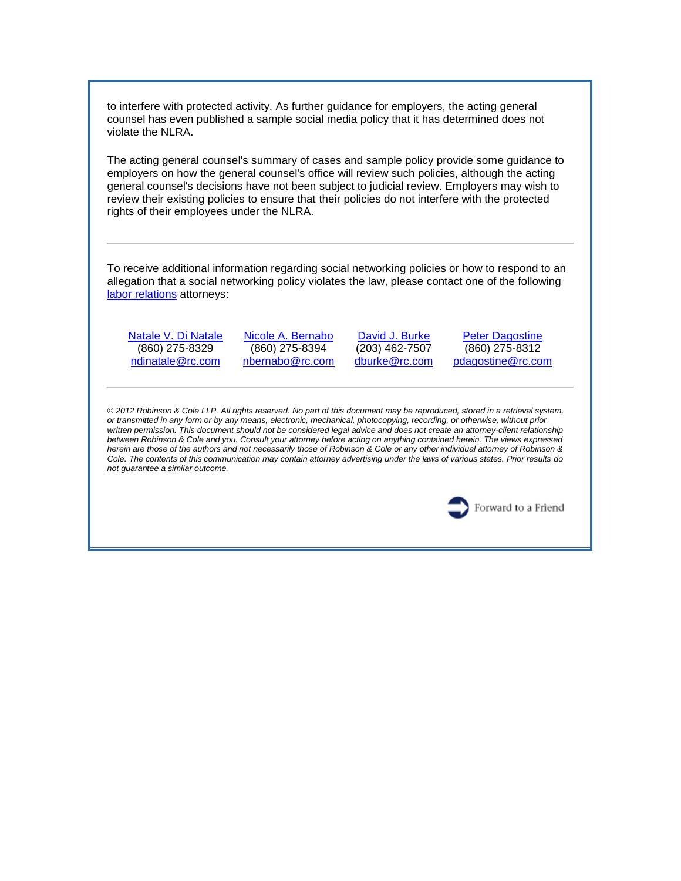to interfere with protected activity. As further guidance for employers, the acting general counsel has even published a sample social media policy that it has determined does not violate the NLRA.

The acting general counsel's summary of cases and sample policy provide some guidance to employers on how the general counsel's office will review such policies, although the acting general counsel's decisions have not been subject to judicial review. Employers may wish to review their existing policies to ensure that their policies do not interfere with the protected rights of their employees under the NLRA.

---

To receive additional information regarding social networking policies or how to respond to an allegation that a social networking policy violates the law, please contact one of the following labor relations attorneys:

| | | | |
|---|---|---|---|
| Natale V. Di Natale | Nicole A. Bernabo | David J. Burke | Peter Dagostine |
| (860) 275-8329 | (860) 275-8394 | (203) 462-7507 | (860) 275-8312 |
| ndinatale@rc.com | nbernabo@rc.com | dburke@rc.com | pdagostine@rc.com |

---

*© 2012 Robinson & Cole LLP. All rights reserved. No part of this document may be reproduced, stored in a retrieval system, or transmitted in any form or by any means, electronic, mechanical, photocopying, recording, or otherwise, without prior written permission. This document should not be considered legal advice and does not create an attorney-client relationship between Robinson & Cole and you. Consult your attorney before acting on anything contained herein. The views expressed herein are those of the authors and not necessarily those of Robinson & Cole or any other individual attorney of Robinson & Cole. The contents of this communication may contain attorney advertising under the laws of various states. Prior results do not guarantee a similar outcome.*

Forward to a Friend